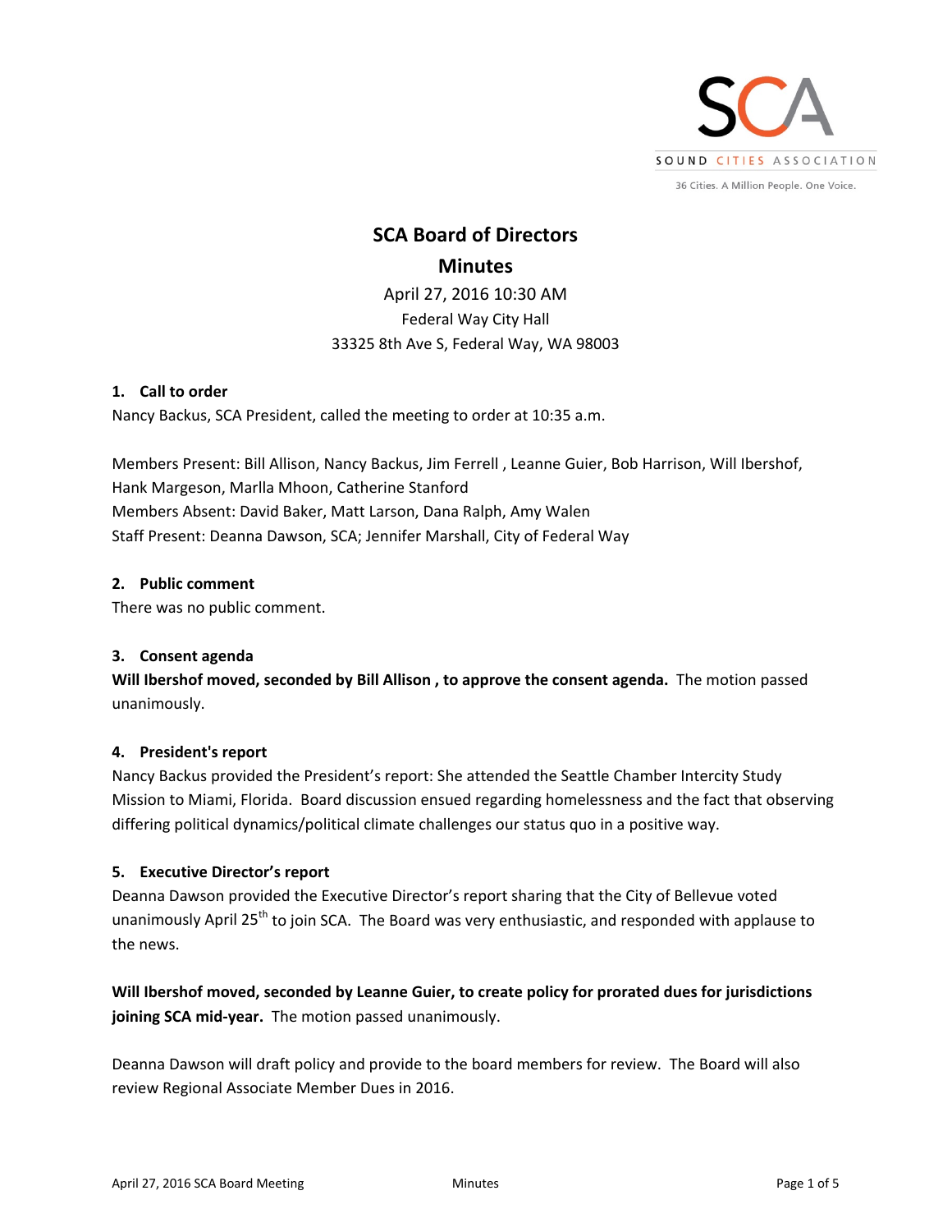SOUND CITIES ASSOCIATION

36 Cities. A Million People. One Voice.

# SCA Board of Directors
## Minutes

April 27, 2016 10:30 AM
Federal Way City Hall
33325 8th Ave S, Federal Way, WA 98003

### 1. Call to order

Nancy Backus, SCA President, called the meeting to order at 10:35 a.m.

Members Present: Bill Allison, Nancy Backus, Jim Ferrell , Leanne Guier, Bob Harrison, Will Ibershof, Hank Margeson, Marlla Mhoon, Catherine Stanford
Members Absent: David Baker, Matt Larson, Dana Ralph, Amy Walen
Staff Present: Deanna Dawson, SCA; Jennifer Marshall, City of Federal Way

### 2. Public comment

There was no public comment.

### 3. Consent agenda

**Will Ibershof moved, seconded by Bill Allison , to approve the consent agenda.** The motion passed unanimously.

### 4. President's report

Nancy Backus provided the President's report: She attended the Seattle Chamber Intercity Study Mission to Miami, Florida. Board discussion ensued regarding homelessness and the fact that observing differing political dynamics/political climate challenges our status quo in a positive way.

### 5. Executive Director's report

Deanna Dawson provided the Executive Director's report sharing that the City of Bellevue voted unanimously April 25th to join SCA. The Board was very enthusiastic, and responded with applause to the news.

**Will Ibershof moved, seconded by Leanne Guier, to create policy for prorated dues for jurisdictions joining SCA mid-year.** The motion passed unanimously.

Deanna Dawson will draft policy and provide to the board members for review. The Board will also review Regional Associate Member Dues in 2016.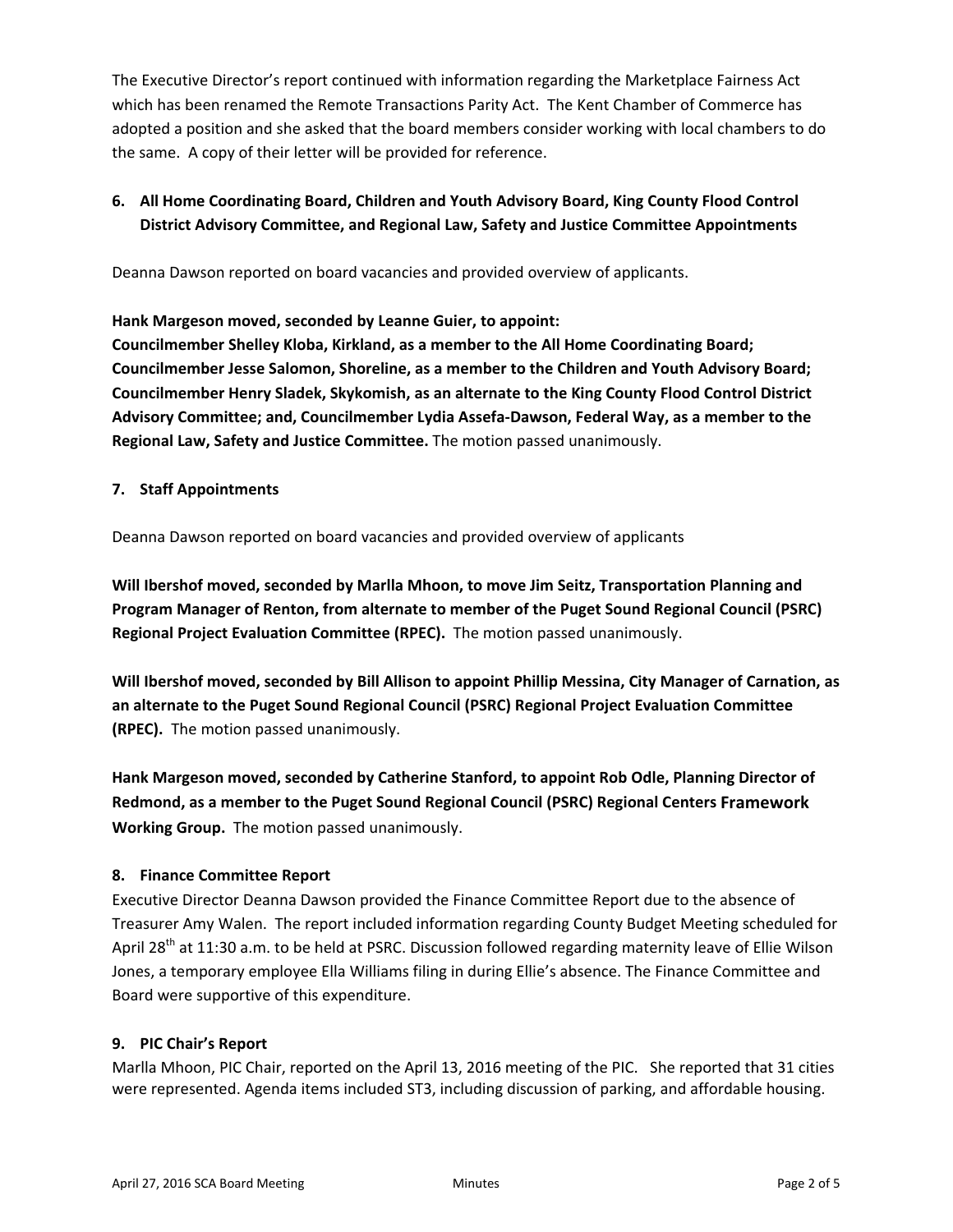The Executive Director's report continued with information regarding the Marketplace Fairness Act which has been renamed the Remote Transactions Parity Act. The Kent Chamber of Commerce has adopted a position and she asked that the board members consider working with local chambers to do the same. A copy of their letter will be provided for reference.

## 6. All Home Coordinating Board, Children and Youth Advisory Board, King County Flood Control District Advisory Committee, and Regional Law, Safety and Justice Committee Appointments

Deanna Dawson reported on board vacancies and provided overview of applicants.

**Hank Margeson moved, seconded by Leanne Guier, to appoint: Councilmember Shelley Kloba, Kirkland, as a member to the All Home Coordinating Board; Councilmember Jesse Salomon, Shoreline, as a member to the Children and Youth Advisory Board; Councilmember Henry Sladek, Skykomish, as an alternate to the King County Flood Control District Advisory Committee; and, Councilmember Lydia Assefa-Dawson, Federal Way, as a member to the Regional Law, Safety and Justice Committee.** The motion passed unanimously.

## 7. Staff Appointments

Deanna Dawson reported on board vacancies and provided overview of applicants

**Will Ibershof moved, seconded by Marlla Mhoon, to move Jim Seitz, Transportation Planning and Program Manager of Renton, from alternate to member of the Puget Sound Regional Council (PSRC) Regional Project Evaluation Committee (RPEC).** The motion passed unanimously.

**Will Ibershof moved, seconded by Bill Allison to appoint Phillip Messina, City Manager of Carnation, as an alternate to the Puget Sound Regional Council (PSRC) Regional Project Evaluation Committee (RPEC).** The motion passed unanimously.

**Hank Margeson moved, seconded by Catherine Stanford, to appoint Rob Odle, Planning Director of Redmond, as a member to the Puget Sound Regional Council (PSRC) Regional Centers Framework Working Group.** The motion passed unanimously.

## 8. Finance Committee Report

Executive Director Deanna Dawson provided the Finance Committee Report due to the absence of Treasurer Amy Walen. The report included information regarding County Budget Meeting scheduled for April 28th at 11:30 a.m. to be held at PSRC. Discussion followed regarding maternity leave of Ellie Wilson Jones, a temporary employee Ella Williams filing in during Ellie's absence. The Finance Committee and Board were supportive of this expenditure.

## 9. PIC Chair's Report

Marlla Mhoon, PIC Chair, reported on the April 13, 2016 meeting of the PIC. She reported that 31 cities were represented. Agenda items included ST3, including discussion of parking, and affordable housing.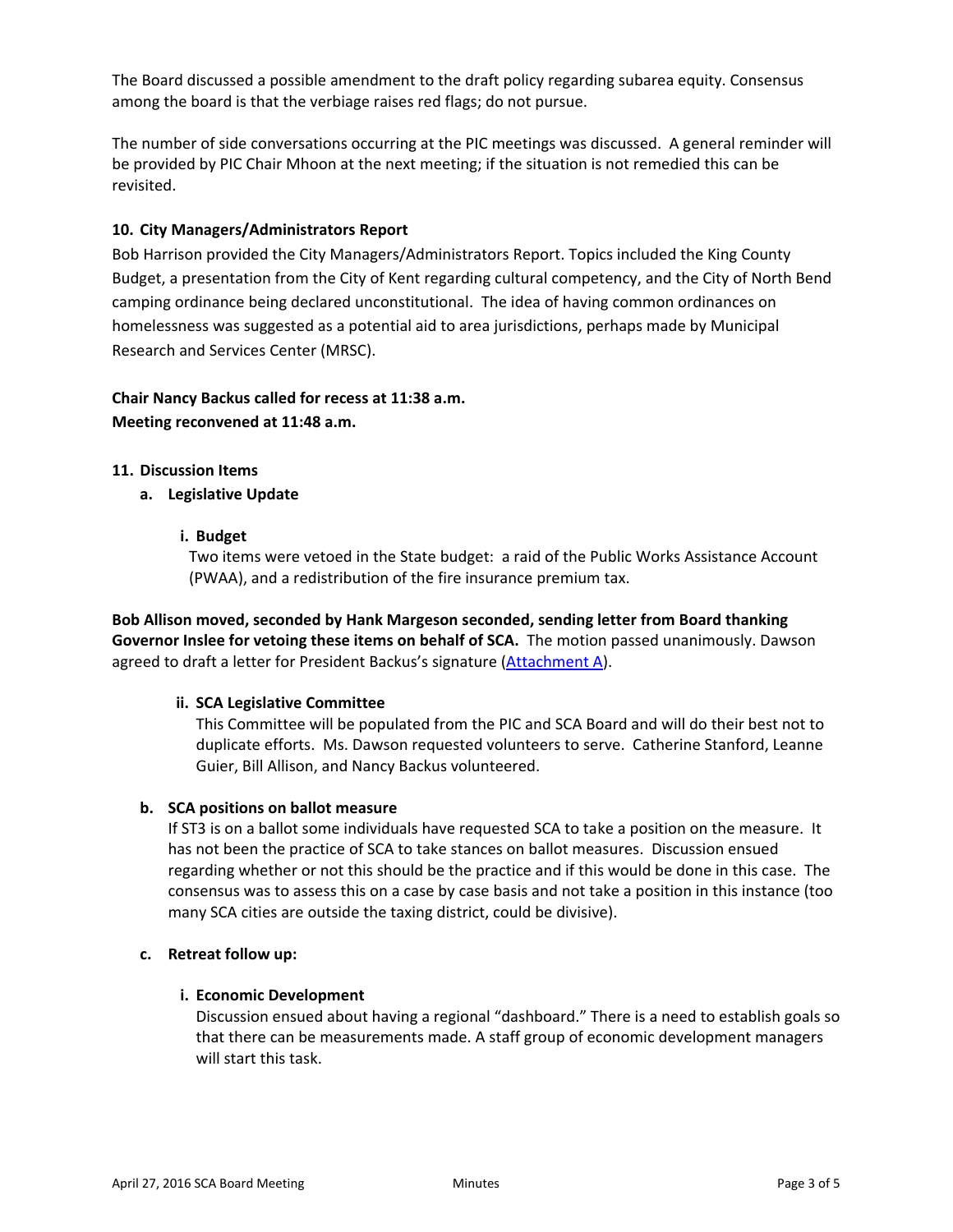The Board discussed a possible amendment to the draft policy regarding subarea equity. Consensus among the board is that the verbiage raises red flags; do not pursue.

The number of side conversations occurring at the PIC meetings was discussed. A general reminder will be provided by PIC Chair Mhoon at the next meeting; if the situation is not remedied this can be revisited.

**10. City Managers/Administrators Report**

Bob Harrison provided the City Managers/Administrators Report. Topics included the King County Budget, a presentation from the City of Kent regarding cultural competency, and the City of North Bend camping ordinance being declared unconstitutional. The idea of having common ordinances on homelessness was suggested as a potential aid to area jurisdictions, perhaps made by Municipal Research and Services Center (MRSC).

**Chair Nancy Backus called for recess at 11:38 a.m.**
**Meeting reconvened at 11:48 a.m.**

**11. Discussion Items**

**a. Legislative Update**

**i. Budget**

Two items were vetoed in the State budget: a raid of the Public Works Assistance Account (PWAA), and a redistribution of the fire insurance premium tax.

**Bob Allison moved, seconded by Hank Margeson seconded, sending letter from Board thanking Governor Inslee for vetoing these items on behalf of SCA.** The motion passed unanimously. Dawson agreed to draft a letter for President Backus's signature (Attachment A).

**ii. SCA Legislative Committee**

This Committee will be populated from the PIC and SCA Board and will do their best not to duplicate efforts. Ms. Dawson requested volunteers to serve. Catherine Stanford, Leanne Guier, Bill Allison, and Nancy Backus volunteered.

**b. SCA positions on ballot measure**

If ST3 is on a ballot some individuals have requested SCA to take a position on the measure. It has not been the practice of SCA to take stances on ballot measures. Discussion ensued regarding whether or not this should be the practice and if this would be done in this case. The consensus was to assess this on a case by case basis and not take a position in this instance (too many SCA cities are outside the taxing district, could be divisive).

**c. Retreat follow up:**

**i. Economic Development**

Discussion ensued about having a regional "dashboard." There is a need to establish goals so that there can be measurements made. A staff group of economic development managers will start this task.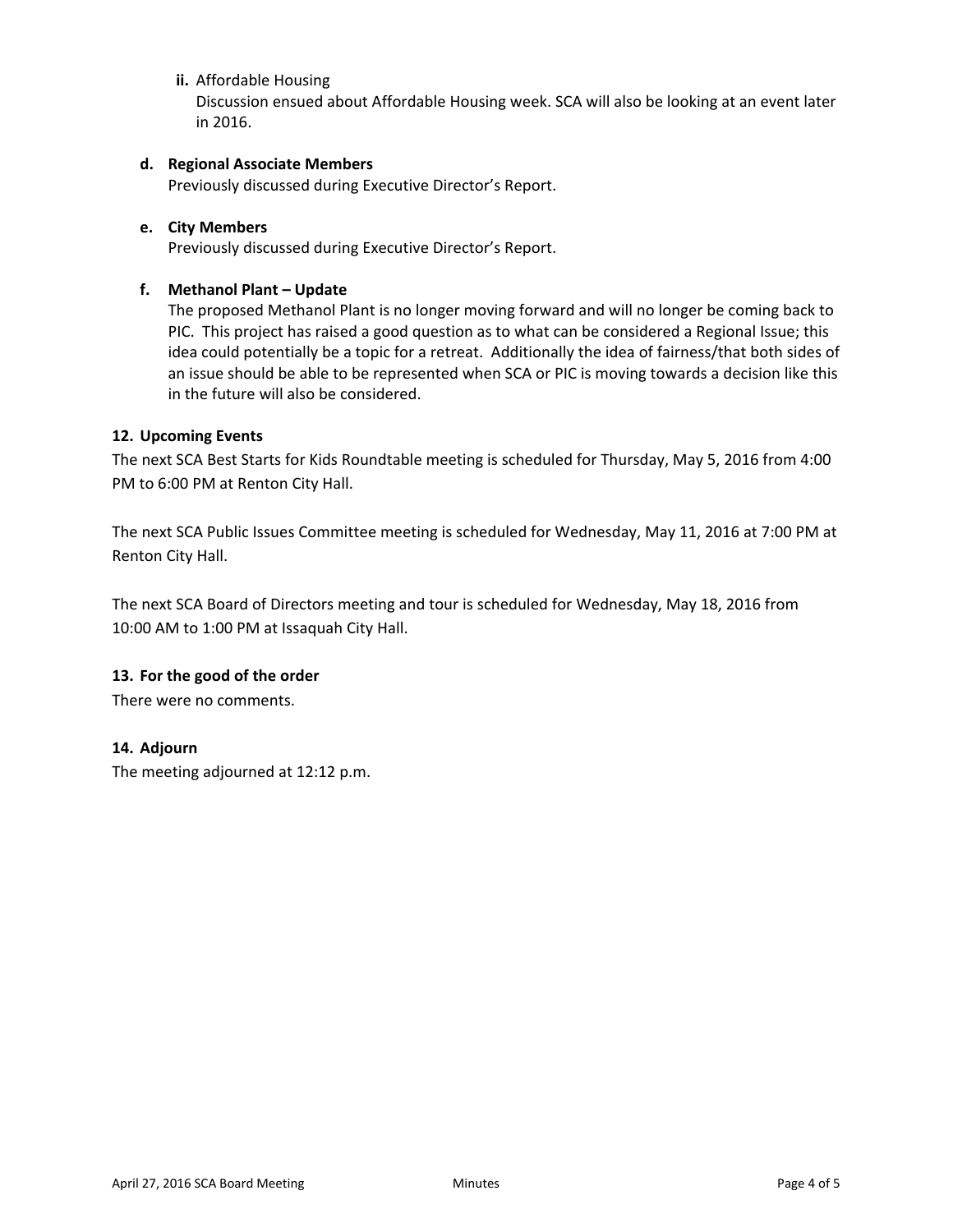ii. Affordable Housing

Discussion ensued about Affordable Housing week. SCA will also be looking at an event later in 2016.

**d. Regional Associate Members**

Previously discussed during Executive Director's Report.

**e. City Members**

Previously discussed during Executive Director's Report.

**f. Methanol Plant – Update**

The proposed Methanol Plant is no longer moving forward and will no longer be coming back to PIC. This project has raised a good question as to what can be considered a Regional Issue; this idea could potentially be a topic for a retreat. Additionally the idea of fairness/that both sides of an issue should be able to be represented when SCA or PIC is moving towards a decision like this in the future will also be considered.

## 12. Upcoming Events

The next SCA Best Starts for Kids Roundtable meeting is scheduled for Thursday, May 5, 2016 from 4:00 PM to 6:00 PM at Renton City Hall.

The next SCA Public Issues Committee meeting is scheduled for Wednesday, May 11, 2016 at 7:00 PM at Renton City Hall.

The next SCA Board of Directors meeting and tour is scheduled for Wednesday, May 18, 2016 from 10:00 AM to 1:00 PM at Issaquah City Hall.

## 13. For the good of the order

There were no comments.

## 14. Adjourn

The meeting adjourned at 12:12 p.m.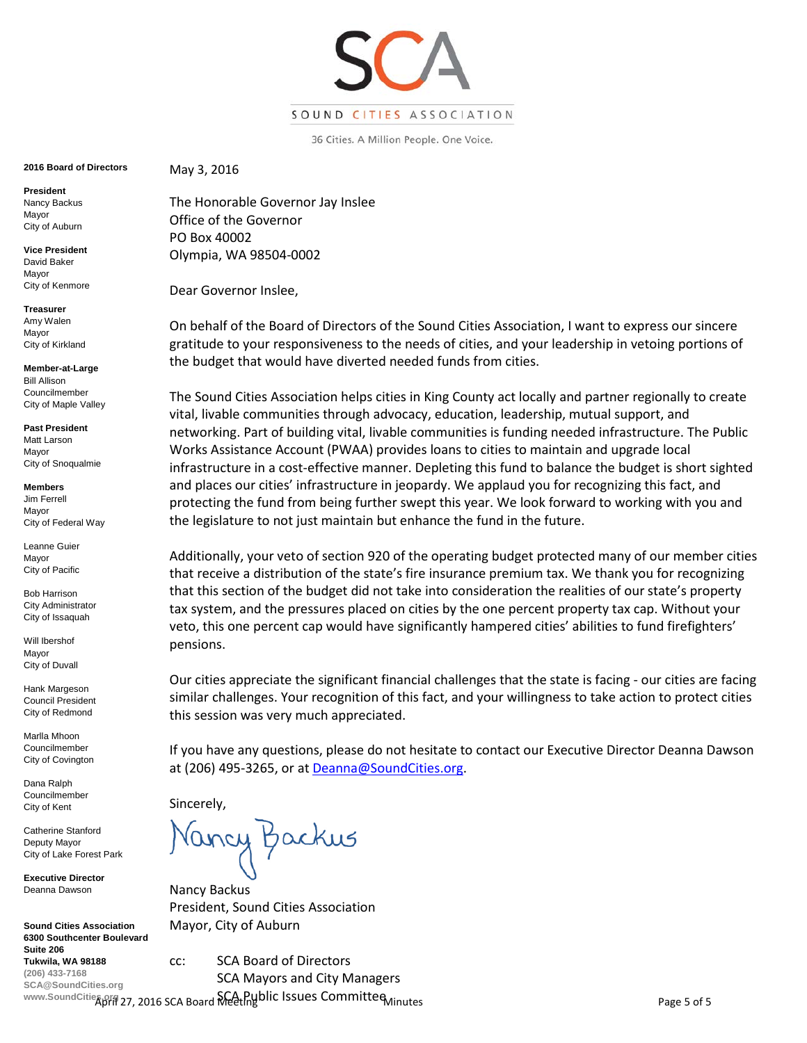# SCA

SOUND CITIES ASSOCIATION

36 Cities. A Million People. One Voice.

**2016 Board of Directors**

**President**
Nancy Backus
Mayor
City of Auburn

**Vice President**
David Baker
Mayor
City of Kenmore

**Treasurer**
Amy Walen
Mayor
City of Kirkland

**Member-at-Large**
Bill Allison
Councilmember
City of Maple Valley

**Past President**
Matt Larson
Mayor
City of Snoqualmie

**Members**
Jim Ferrell
Mayor
City of Federal Way

Leanne Guier
Mayor
City of Pacific

Bob Harrison
City Administrator
City of Issaquah

Will Ibershof
Mayor
City of Duvall

Hank Margeson
Council President
City of Redmond

Marlla Mhoon
Councilmember
City of Covington

Dana Ralph
Councilmember
City of Kent

Catherine Stanford
Deputy Mayor
City of Lake Forest Park

**Executive Director**
Deanna Dawson

**Sound Cities Association**
**6300 Southcenter Boulevard**
**Suite 206**
**Tukwila, WA 98188**
**(206) 433-7168**
**SCA@SoundCities.org**
**www.SoundCities.org**

May 3, 2016

The Honorable Governor Jay Inslee
Office of the Governor
PO Box 40002
Olympia, WA 98504-0002

Dear Governor Inslee,

On behalf of the Board of Directors of the Sound Cities Association, I want to express our sincere gratitude to your responsiveness to the needs of cities, and your leadership in vetoing portions of the budget that would have diverted needed funds from cities.

The Sound Cities Association helps cities in King County act locally and partner regionally to create vital, livable communities through advocacy, education, leadership, mutual support, and networking. Part of building vital, livable communities is funding needed infrastructure. The Public Works Assistance Account (PWAA) provides loans to cities to maintain and upgrade local infrastructure in a cost-effective manner. Depleting this fund to balance the budget is short sighted and places our cities' infrastructure in jeopardy. We applaud you for recognizing this fact, and protecting the fund from being further swept this year. We look forward to working with you and the legislature to not just maintain but enhance the fund in the future.

Additionally, your veto of section 920 of the operating budget protected many of our member cities that receive a distribution of the state's fire insurance premium tax. We thank you for recognizing that this section of the budget did not take into consideration the realities of our state's property tax system, and the pressures placed on cities by the one percent property tax cap. Without your veto, this one percent cap would have significantly hampered cities' abilities to fund firefighters' pensions.

Our cities appreciate the significant financial challenges that the state is facing - our cities are facing similar challenges. Your recognition of this fact, and your willingness to take action to protect cities this session was very much appreciated.

If you have any questions, please do not hesitate to contact our Executive Director Deanna Dawson at (206) 495-3265, or at Deanna@SoundCities.org.

Sincerely,

Nancy Backus

Nancy Backus
President, Sound Cities Association
Mayor, City of Auburn

cc: SCA Board of Directors
SCA Mayors and City Managers
SCA Public Issues Committee